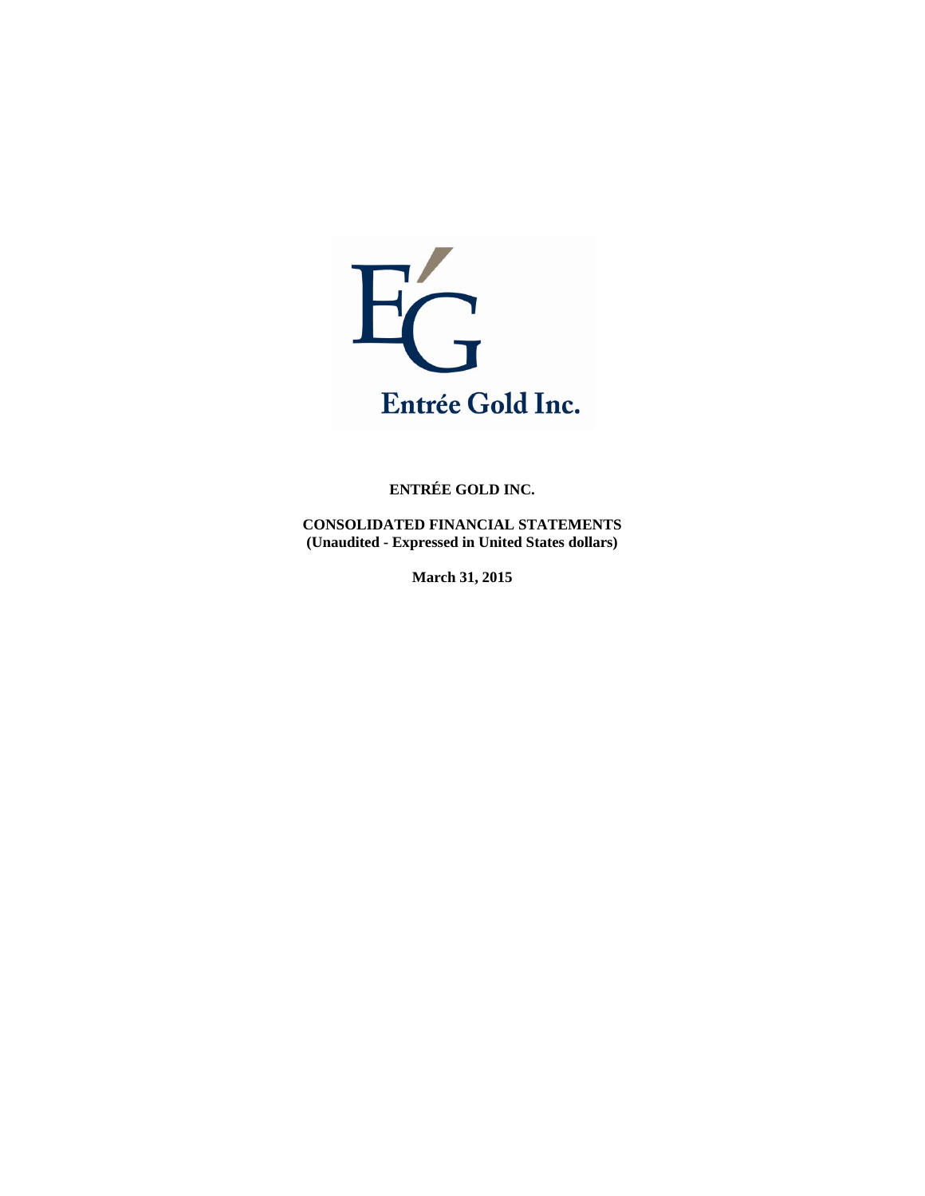Entrée Gold Inc.

**ENTRÉE GOLD INC.**

**CONSOLIDATED FINANCIAL STATEMENTS**
**(Unaudited - Expressed in United States dollars)**

**March 31, 2015**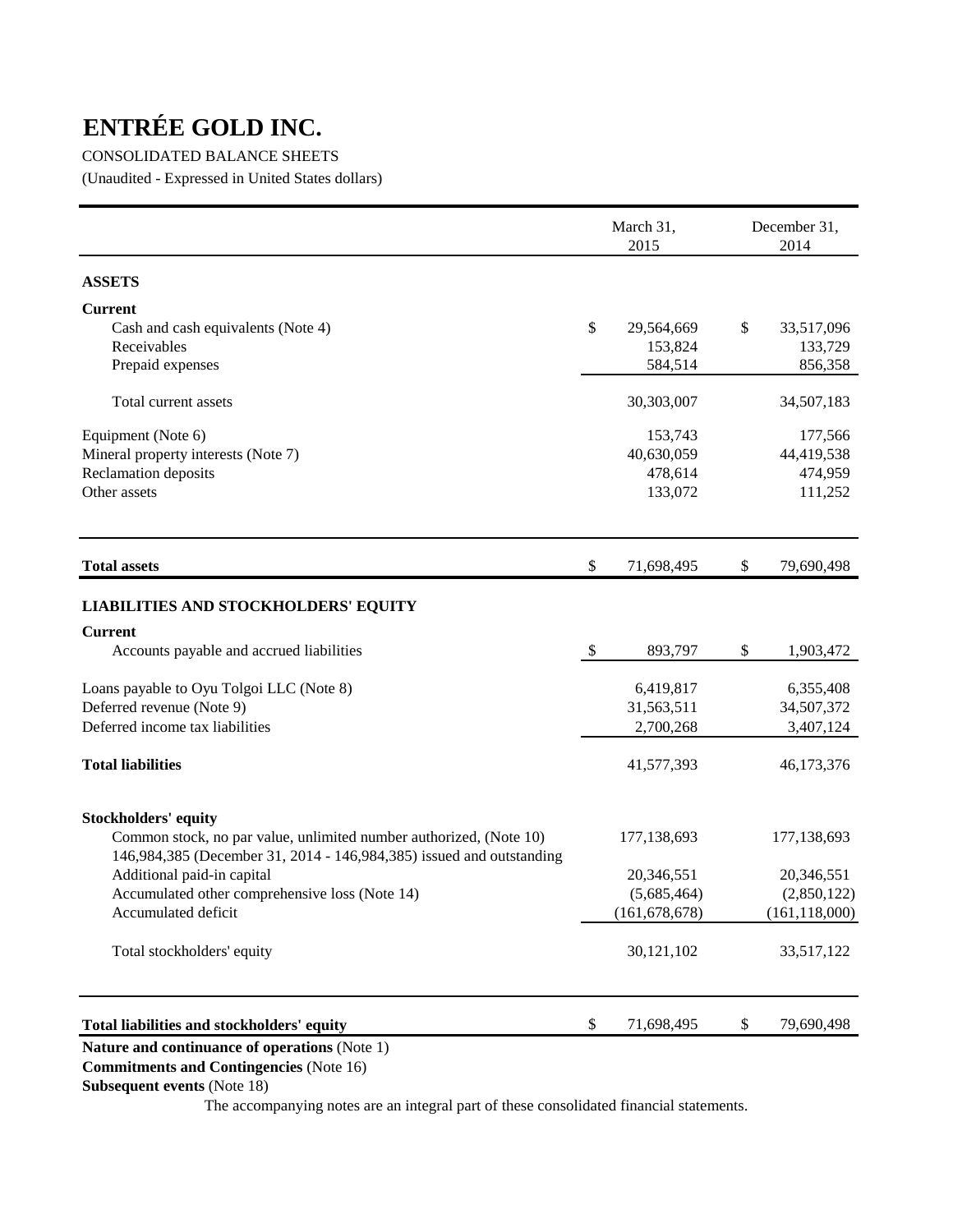# ENTRÉE GOLD INC.

CONSOLIDATED BALANCE SHEETS

(Unaudited - Expressed in United States dollars)

| | March 31, 2015 | December 31, 2014 |
|---|---|---|
| **ASSETS** | | |
| **Current** | | |
| Cash and cash equivalents (Note 4) | $ 29,564,669 | $ 33,517,096 |
| Receivables | 153,824 | 133,729 |
| Prepaid expenses | 584,514 | 856,358 |
| Total current assets | 30,303,007 | 34,507,183 |
| Equipment (Note 6) | 153,743 | 177,566 |
| Mineral property interests (Note 7) | 40,630,059 | 44,419,538 |
| Reclamation deposits | 478,614 | 474,959 |
| Other assets | 133,072 | 111,252 |
| **Total assets** | $ 71,698,495 | $ 79,690,498 |
| **LIABILITIES AND STOCKHOLDERS' EQUITY** | | |
| **Current** | | |
| Accounts payable and accrued liabilities | $ 893,797 | $ 1,903,472 |
| Loans payable to Oyu Tolgoi LLC (Note 8) | 6,419,817 | 6,355,408 |
| Deferred revenue (Note 9) | 31,563,511 | 34,507,372 |
| Deferred income tax liabilities | 2,700,268 | 3,407,124 |
| **Total liabilities** | 41,577,393 | 46,173,376 |
| **Stockholders' equity** | | |
| Common stock, no par value, unlimited number authorized, (Note 10) 146,984,385 (December 31, 2014 - 146,984,385) issued and outstanding | 177,138,693 | 177,138,693 |
| Additional paid-in capital | 20,346,551 | 20,346,551 |
| Accumulated other comprehensive loss (Note 14) | (5,685,464) | (2,850,122) |
| Accumulated deficit | (161,678,678) | (161,118,000) |
| Total stockholders' equity | 30,121,102 | 33,517,122 |
| **Total liabilities and stockholders' equity** | $ 71,698,495 | $ 79,690,498 |

**Nature and continuance of operations** (Note 1)

**Commitments and Contingencies** (Note 16)

**Subsequent events** (Note 18)

The accompanying notes are an integral part of these consolidated financial statements.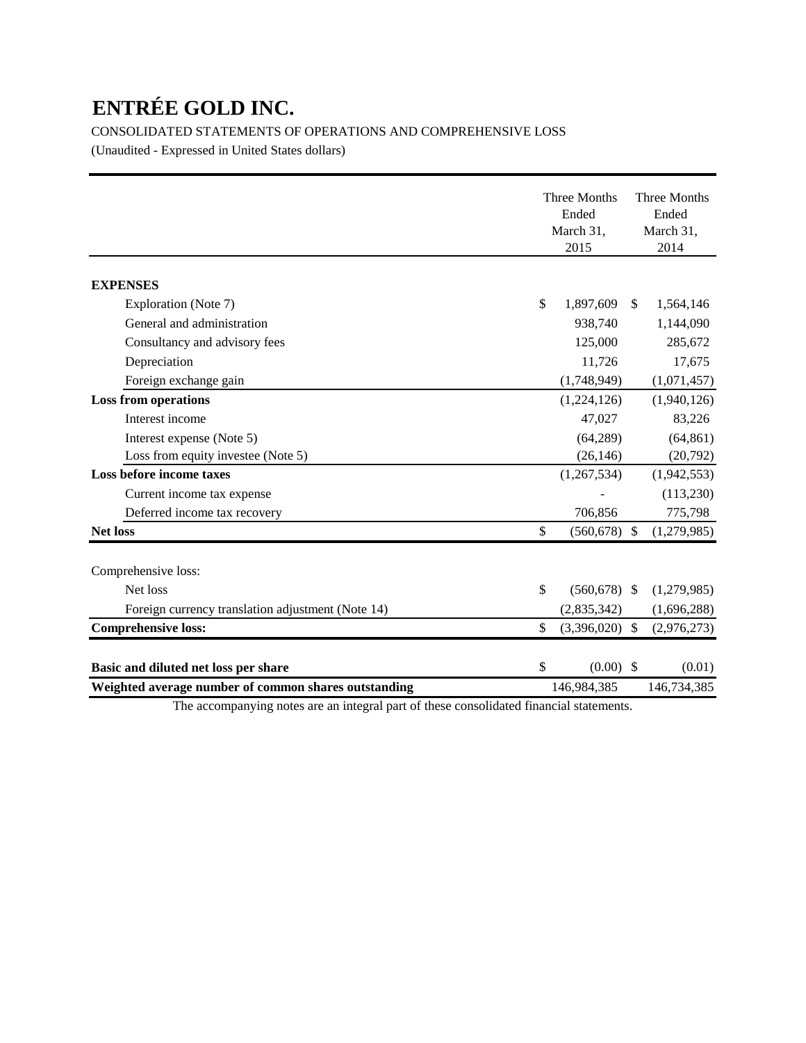# ENTRÉE GOLD INC.

CONSOLIDATED STATEMENTS OF OPERATIONS AND COMPREHENSIVE LOSS

(Unaudited - Expressed in United States dollars)

| | Three Months Ended March 31, 2015 | Three Months Ended March 31, 2014 |
|---|---|---|
| **EXPENSES** | | |
| Exploration (Note 7) | $ 1,897,609 | $ 1,564,146 |
| General and administration | 938,740 | 1,144,090 |
| Consultancy and advisory fees | 125,000 | 285,672 |
| Depreciation | 11,726 | 17,675 |
| Foreign exchange gain | (1,748,949) | (1,071,457) |
| **Loss from operations** | (1,224,126) | (1,940,126) |
| Interest income | 47,027 | 83,226 |
| Interest expense (Note 5) | (64,289) | (64,861) |
| Loss from equity investee (Note 5) | (26,146) | (20,792) |
| **Loss before income taxes** | (1,267,534) | (1,942,553) |
| Current income tax expense | - | (113,230) |
| Deferred income tax recovery | 706,856 | 775,798 |
| **Net loss** | $ (560,678) | $ (1,279,985) |
| | | |
| Comprehensive loss: | | |
| Net loss | $ (560,678) | $ (1,279,985) |
| Foreign currency translation adjustment (Note 14) | (2,835,342) | (1,696,288) |
| **Comprehensive loss:** | $ (3,396,020) | $ (2,976,273) |
| | | |
| **Basic and diluted net loss per share** | $ (0.00) | $ (0.01) |
| **Weighted average number of common shares outstanding** | 146,984,385 | 146,734,385 |

The accompanying notes are an integral part of these consolidated financial statements.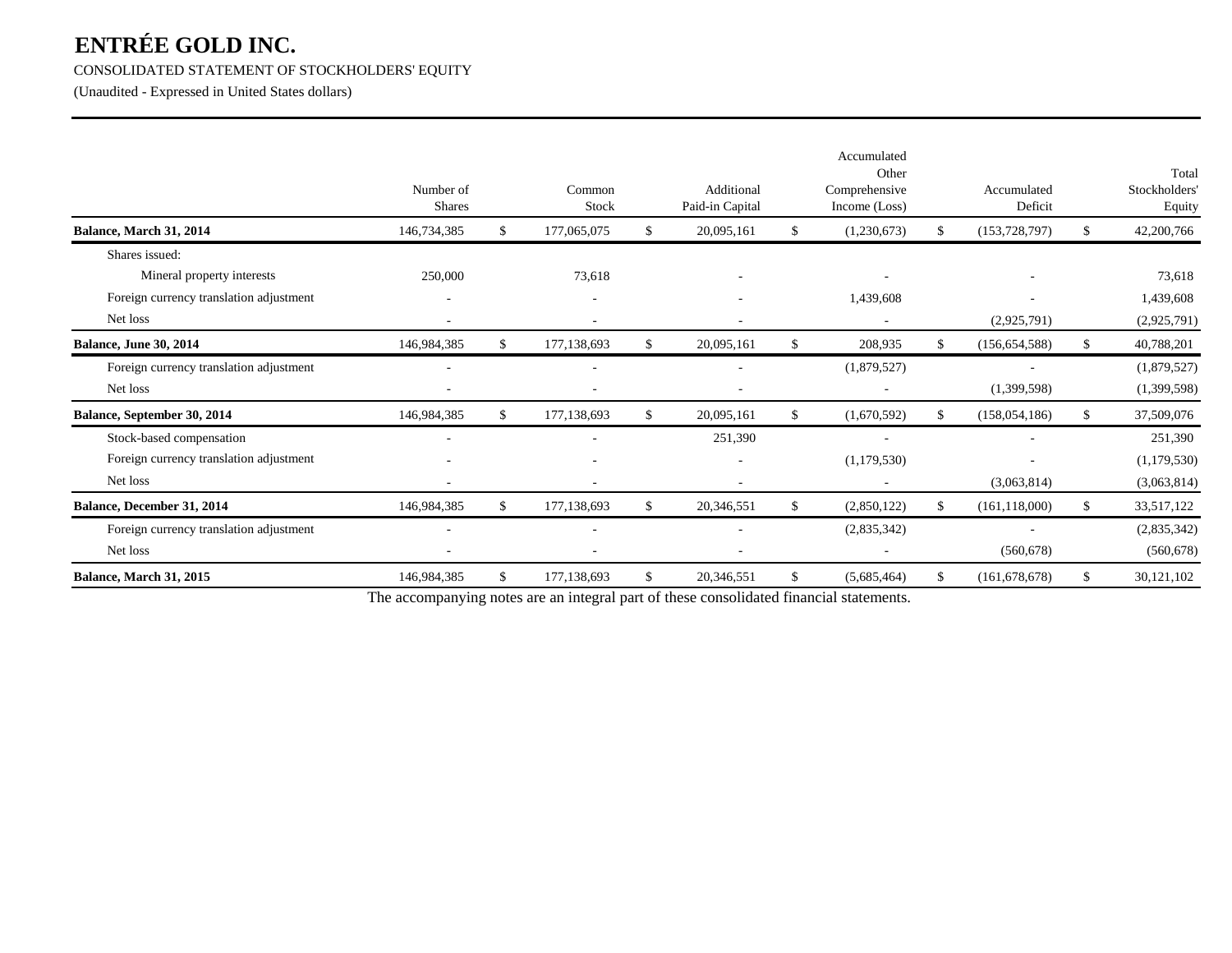# ENTRÉE GOLD INC.

CONSOLIDATED STATEMENT OF STOCKHOLDERS' EQUITY

(Unaudited - Expressed in United States dollars)

| | Number of Shares | Common Stock | Additional Paid-in Capital | Accumulated Other Comprehensive Income (Loss) | Accumulated Deficit | Total Stockholders' Equity |
|---|---|---|---|---|---|---|
| **Balance, March 31, 2014** | 146,734,385 | $ 177,065,075 | $ 20,095,161 | $ (1,230,673) | $ (153,728,797) | $ 42,200,766 |
| Shares issued: | | | | | | |
| Mineral property interests | 250,000 | 73,618 | - | - | - | 73,618 |
| Foreign currency translation adjustment | - | - | - | 1,439,608 | - | 1,439,608 |
| Net loss | - | - | - | - | (2,925,791) | (2,925,791) |
| **Balance, June 30, 2014** | 146,984,385 | $ 177,138,693 | $ 20,095,161 | $ 208,935 | $ (156,654,588) | $ 40,788,201 |
| Foreign currency translation adjustment | - | - | - | (1,879,527) | - | (1,879,527) |
| Net loss | - | - | - | - | (1,399,598) | (1,399,598) |
| **Balance, September 30, 2014** | 146,984,385 | $ 177,138,693 | $ 20,095,161 | $ (1,670,592) | $ (158,054,186) | $ 37,509,076 |
| Stock-based compensation | - | - | 251,390 | - | - | 251,390 |
| Foreign currency translation adjustment | - | - | - | (1,179,530) | - | (1,179,530) |
| Net loss | - | - | - | - | (3,063,814) | (3,063,814) |
| **Balance, December 31, 2014** | 146,984,385 | $ 177,138,693 | $ 20,346,551 | $ (2,850,122) | $ (161,118,000) | $ 33,517,122 |
| Foreign currency translation adjustment | - | - | - | (2,835,342) | - | (2,835,342) |
| Net loss | - | - | - | - | (560,678) | (560,678) |
| **Balance, March 31, 2015** | 146,984,385 | $ 177,138,693 | $ 20,346,551 | $ (5,685,464) | $ (161,678,678) | $ 30,121,102 |

The accompanying notes are an integral part of these consolidated financial statements.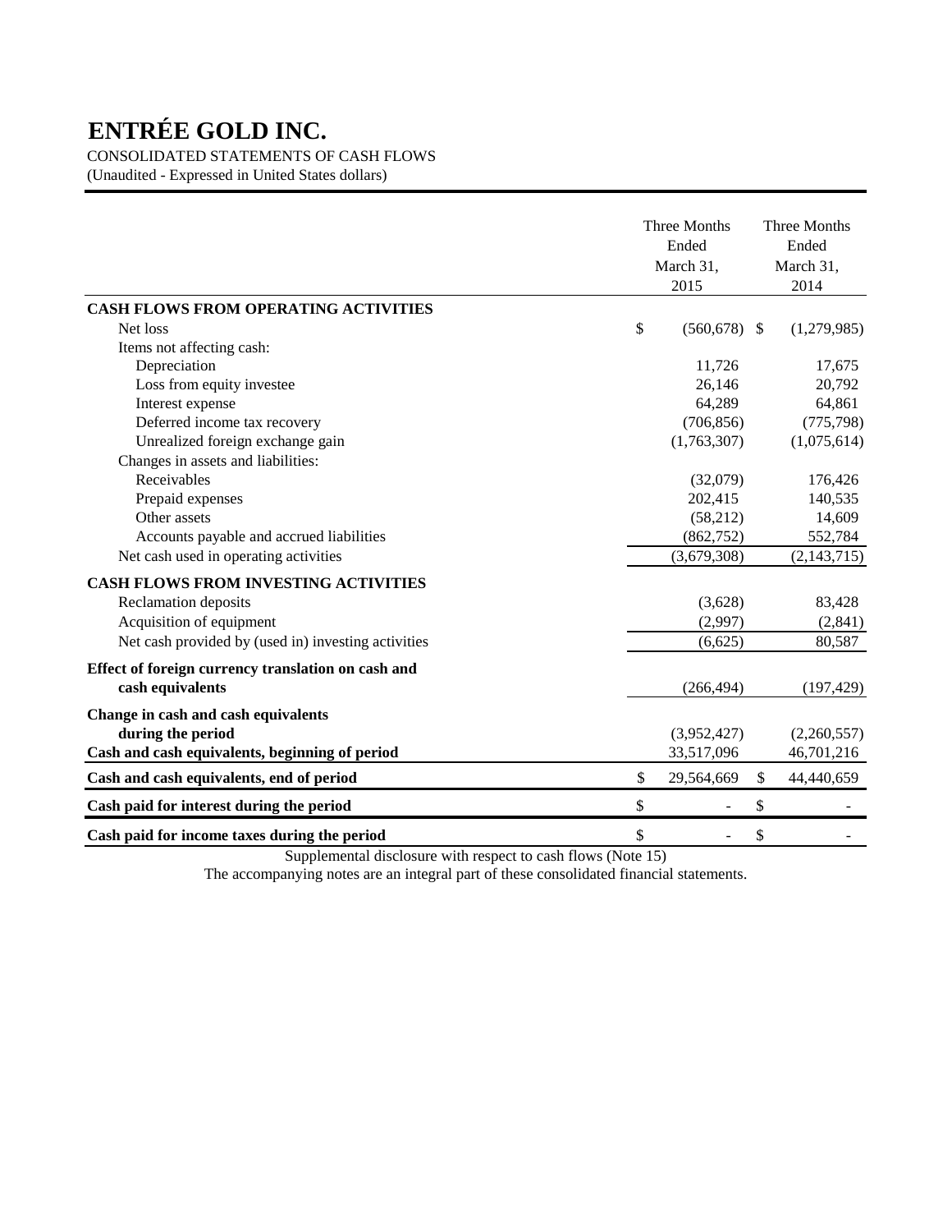# ENTRÉE GOLD INC.

CONSOLIDATED STATEMENTS OF CASH FLOWS

(Unaudited - Expressed in United States dollars)

| | Three Months Ended March 31, 2015 | Three Months Ended March 31, 2014 |
|---|---|---|
| **CASH FLOWS FROM OPERATING ACTIVITIES** | | |
| Net loss | $ (560,678) | $ (1,279,985) |
| Items not affecting cash: | | |
| Depreciation | 11,726 | 17,675 |
| Loss from equity investee | 26,146 | 20,792 |
| Interest expense | 64,289 | 64,861 |
| Deferred income tax recovery | (706,856) | (775,798) |
| Unrealized foreign exchange gain | (1,763,307) | (1,075,614) |
| Changes in assets and liabilities: | | |
| Receivables | (32,079) | 176,426 |
| Prepaid expenses | 202,415 | 140,535 |
| Other assets | (58,212) | 14,609 |
| Accounts payable and accrued liabilities | (862,752) | 552,784 |
| Net cash used in operating activities | (3,679,308) | (2,143,715) |
| **CASH FLOWS FROM INVESTING ACTIVITIES** | | |
| Reclamation deposits | (3,628) | 83,428 |
| Acquisition of equipment | (2,997) | (2,841) |
| Net cash provided by (used in) investing activities | (6,625) | 80,587 |
| **Effect of foreign currency translation on cash and cash equivalents** | (266,494) | (197,429) |
| **Change in cash and cash equivalents during the period** | (3,952,427) | (2,260,557) |
| **Cash and cash equivalents, beginning of period** | 33,517,096 | 46,701,216 |
| **Cash and cash equivalents, end of period** | $ 29,564,669 | $ 44,440,659 |
| **Cash paid for interest during the period** | $ - | $ - |
| **Cash paid for income taxes during the period** | $ - | $ - |

Supplemental disclosure with respect to cash flows (Note 15)

The accompanying notes are an integral part of these consolidated financial statements.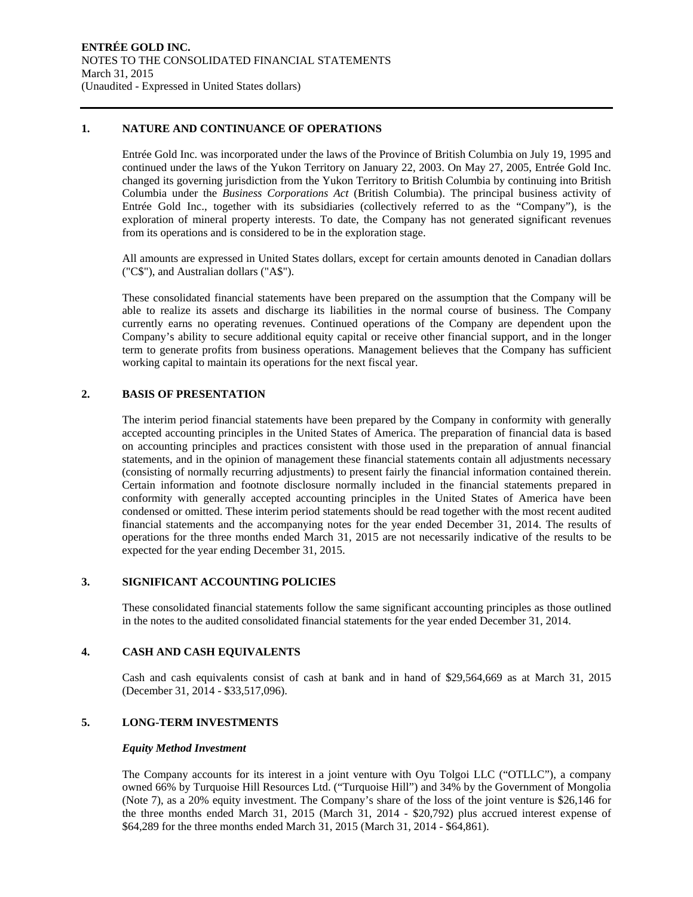## 1. NATURE AND CONTINUANCE OF OPERATIONS

Entrée Gold Inc. was incorporated under the laws of the Province of British Columbia on July 19, 1995 and continued under the laws of the Yukon Territory on January 22, 2003. On May 27, 2005, Entrée Gold Inc. changed its governing jurisdiction from the Yukon Territory to British Columbia by continuing into British Columbia under the *Business Corporations Act* (British Columbia). The principal business activity of Entrée Gold Inc., together with its subsidiaries (collectively referred to as the "Company"), is the exploration of mineral property interests. To date, the Company has not generated significant revenues from its operations and is considered to be in the exploration stage.

All amounts are expressed in United States dollars, except for certain amounts denoted in Canadian dollars ("C$"), and Australian dollars ("A$").

These consolidated financial statements have been prepared on the assumption that the Company will be able to realize its assets and discharge its liabilities in the normal course of business. The Company currently earns no operating revenues. Continued operations of the Company are dependent upon the Company's ability to secure additional equity capital or receive other financial support, and in the longer term to generate profits from business operations. Management believes that the Company has sufficient working capital to maintain its operations for the next fiscal year.

## 2. BASIS OF PRESENTATION

The interim period financial statements have been prepared by the Company in conformity with generally accepted accounting principles in the United States of America. The preparation of financial data is based on accounting principles and practices consistent with those used in the preparation of annual financial statements, and in the opinion of management these financial statements contain all adjustments necessary (consisting of normally recurring adjustments) to present fairly the financial information contained therein. Certain information and footnote disclosure normally included in the financial statements prepared in conformity with generally accepted accounting principles in the United States of America have been condensed or omitted. These interim period statements should be read together with the most recent audited financial statements and the accompanying notes for the year ended December 31, 2014. The results of operations for the three months ended March 31, 2015 are not necessarily indicative of the results to be expected for the year ending December 31, 2015.

## 3. SIGNIFICANT ACCOUNTING POLICIES

These consolidated financial statements follow the same significant accounting principles as those outlined in the notes to the audited consolidated financial statements for the year ended December 31, 2014.

## 4. CASH AND CASH EQUIVALENTS

Cash and cash equivalents consist of cash at bank and in hand of $29,564,669 as at March 31, 2015 (December 31, 2014 - $33,517,096).

## 5. LONG-TERM INVESTMENTS

***Equity Method Investment***

The Company accounts for its interest in a joint venture with Oyu Tolgoi LLC ("OTLLC"), a company owned 66% by Turquoise Hill Resources Ltd. ("Turquoise Hill") and 34% by the Government of Mongolia (Note 7), as a 20% equity investment. The Company's share of the loss of the joint venture is $26,146 for the three months ended March 31, 2015 (March 31, 2014 - $20,792) plus accrued interest expense of $64,289 for the three months ended March 31, 2015 (March 31, 2014 - $64,861).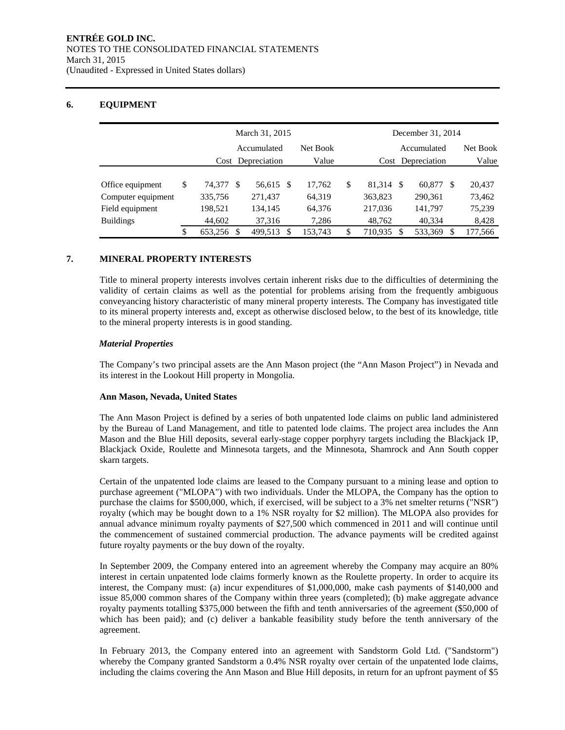## 6. EQUIPMENT

| | March 31, 2015 | | | December 31, 2014 | | |
|---|---|---|---|---|---|---|
| | Cost | Accumulated Depreciation | Net Book Value | Cost | Accumulated Depreciation | Net Book Value |
| Office equipment | $ 74,377 | $ 56,615 | $ 17,762 | $ 81,314 | $ 60,877 | $ 20,437 |
| Computer equipment | 335,756 | 271,437 | 64,319 | 363,823 | 290,361 | 73,462 |
| Field equipment | 198,521 | 134,145 | 64,376 | 217,036 | 141,797 | 75,239 |
| Buildings | 44,602 | 37,316 | 7,286 | 48,762 | 40,334 | 8,428 |
| | $ 653,256 | $ 499,513 | $ 153,743 | $ 710,935 | $ 533,369 | $ 177,566 |

## 7. MINERAL PROPERTY INTERESTS

Title to mineral property interests involves certain inherent risks due to the difficulties of determining the validity of certain claims as well as the potential for problems arising from the frequently ambiguous conveyancing history characteristic of many mineral property interests. The Company has investigated title to its mineral property interests and, except as otherwise disclosed below, to the best of its knowledge, title to the mineral property interests is in good standing.

***Material Properties***

The Company's two principal assets are the Ann Mason project (the "Ann Mason Project") in Nevada and its interest in the Lookout Hill property in Mongolia.

**Ann Mason, Nevada, United States**

The Ann Mason Project is defined by a series of both unpatented lode claims on public land administered by the Bureau of Land Management, and title to patented lode claims. The project area includes the Ann Mason and the Blue Hill deposits, several early-stage copper porphyry targets including the Blackjack IP, Blackjack Oxide, Roulette and Minnesota targets, and the Minnesota, Shamrock and Ann South copper skarn targets.

Certain of the unpatented lode claims are leased to the Company pursuant to a mining lease and option to purchase agreement ("MLOPA") with two individuals. Under the MLOPA, the Company has the option to purchase the claims for $500,000, which, if exercised, will be subject to a 3% net smelter returns ("NSR") royalty (which may be bought down to a 1% NSR royalty for $2 million). The MLOPA also provides for annual advance minimum royalty payments of $27,500 which commenced in 2011 and will continue until the commencement of sustained commercial production. The advance payments will be credited against future royalty payments or the buy down of the royalty.

In September 2009, the Company entered into an agreement whereby the Company may acquire an 80% interest in certain unpatented lode claims formerly known as the Roulette property. In order to acquire its interest, the Company must: (a) incur expenditures of $1,000,000, make cash payments of $140,000 and issue 85,000 common shares of the Company within three years (completed); (b) make aggregate advance royalty payments totalling $375,000 between the fifth and tenth anniversaries of the agreement ($50,000 of which has been paid); and (c) deliver a bankable feasibility study before the tenth anniversary of the agreement.

In February 2013, the Company entered into an agreement with Sandstorm Gold Ltd. ("Sandstorm") whereby the Company granted Sandstorm a 0.4% NSR royalty over certain of the unpatented lode claims, including the claims covering the Ann Mason and Blue Hill deposits, in return for an upfront payment of $5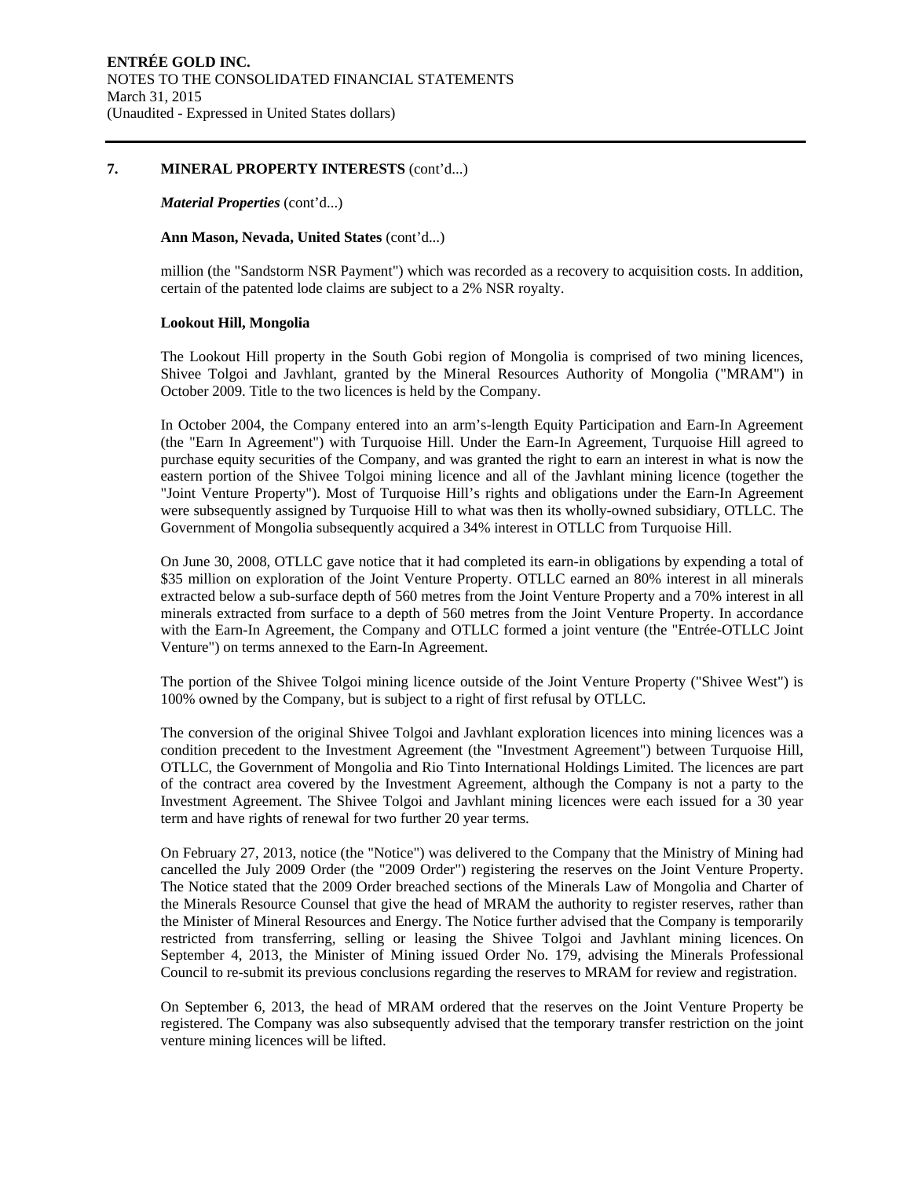## 7. MINERAL PROPERTY INTERESTS (cont'd...)

***Material Properties*** (cont'd...)

**Ann Mason, Nevada, United States** (cont'd...)

million (the "Sandstorm NSR Payment") which was recorded as a recovery to acquisition costs. In addition, certain of the patented lode claims are subject to a 2% NSR royalty.

**Lookout Hill, Mongolia**

The Lookout Hill property in the South Gobi region of Mongolia is comprised of two mining licences, Shivee Tolgoi and Javhlant, granted by the Mineral Resources Authority of Mongolia ("MRAM") in October 2009. Title to the two licences is held by the Company.

In October 2004, the Company entered into an arm's-length Equity Participation and Earn-In Agreement (the "Earn In Agreement") with Turquoise Hill. Under the Earn-In Agreement, Turquoise Hill agreed to purchase equity securities of the Company, and was granted the right to earn an interest in what is now the eastern portion of the Shivee Tolgoi mining licence and all of the Javhlant mining licence (together the "Joint Venture Property"). Most of Turquoise Hill's rights and obligations under the Earn-In Agreement were subsequently assigned by Turquoise Hill to what was then its wholly-owned subsidiary, OTLLC. The Government of Mongolia subsequently acquired a 34% interest in OTLLC from Turquoise Hill.

On June 30, 2008, OTLLC gave notice that it had completed its earn-in obligations by expending a total of \$35 million on exploration of the Joint Venture Property. OTLLC earned an 80% interest in all minerals extracted below a sub-surface depth of 560 metres from the Joint Venture Property and a 70% interest in all minerals extracted from surface to a depth of 560 metres from the Joint Venture Property. In accordance with the Earn-In Agreement, the Company and OTLLC formed a joint venture (the "Entrée-OTLLC Joint Venture") on terms annexed to the Earn-In Agreement.

The portion of the Shivee Tolgoi mining licence outside of the Joint Venture Property ("Shivee West") is 100% owned by the Company, but is subject to a right of first refusal by OTLLC.

The conversion of the original Shivee Tolgoi and Javhlant exploration licences into mining licences was a condition precedent to the Investment Agreement (the "Investment Agreement") between Turquoise Hill, OTLLC, the Government of Mongolia and Rio Tinto International Holdings Limited. The licences are part of the contract area covered by the Investment Agreement, although the Company is not a party to the Investment Agreement. The Shivee Tolgoi and Javhlant mining licences were each issued for a 30 year term and have rights of renewal for two further 20 year terms.

On February 27, 2013, notice (the "Notice") was delivered to the Company that the Ministry of Mining had cancelled the July 2009 Order (the "2009 Order") registering the reserves on the Joint Venture Property. The Notice stated that the 2009 Order breached sections of the Minerals Law of Mongolia and Charter of the Minerals Resource Counsel that give the head of MRAM the authority to register reserves, rather than the Minister of Mineral Resources and Energy. The Notice further advised that the Company is temporarily restricted from transferring, selling or leasing the Shivee Tolgoi and Javhlant mining licences. On September 4, 2013, the Minister of Mining issued Order No. 179, advising the Minerals Professional Council to re-submit its previous conclusions regarding the reserves to MRAM for review and registration.

On September 6, 2013, the head of MRAM ordered that the reserves on the Joint Venture Property be registered. The Company was also subsequently advised that the temporary transfer restriction on the joint venture mining licences will be lifted.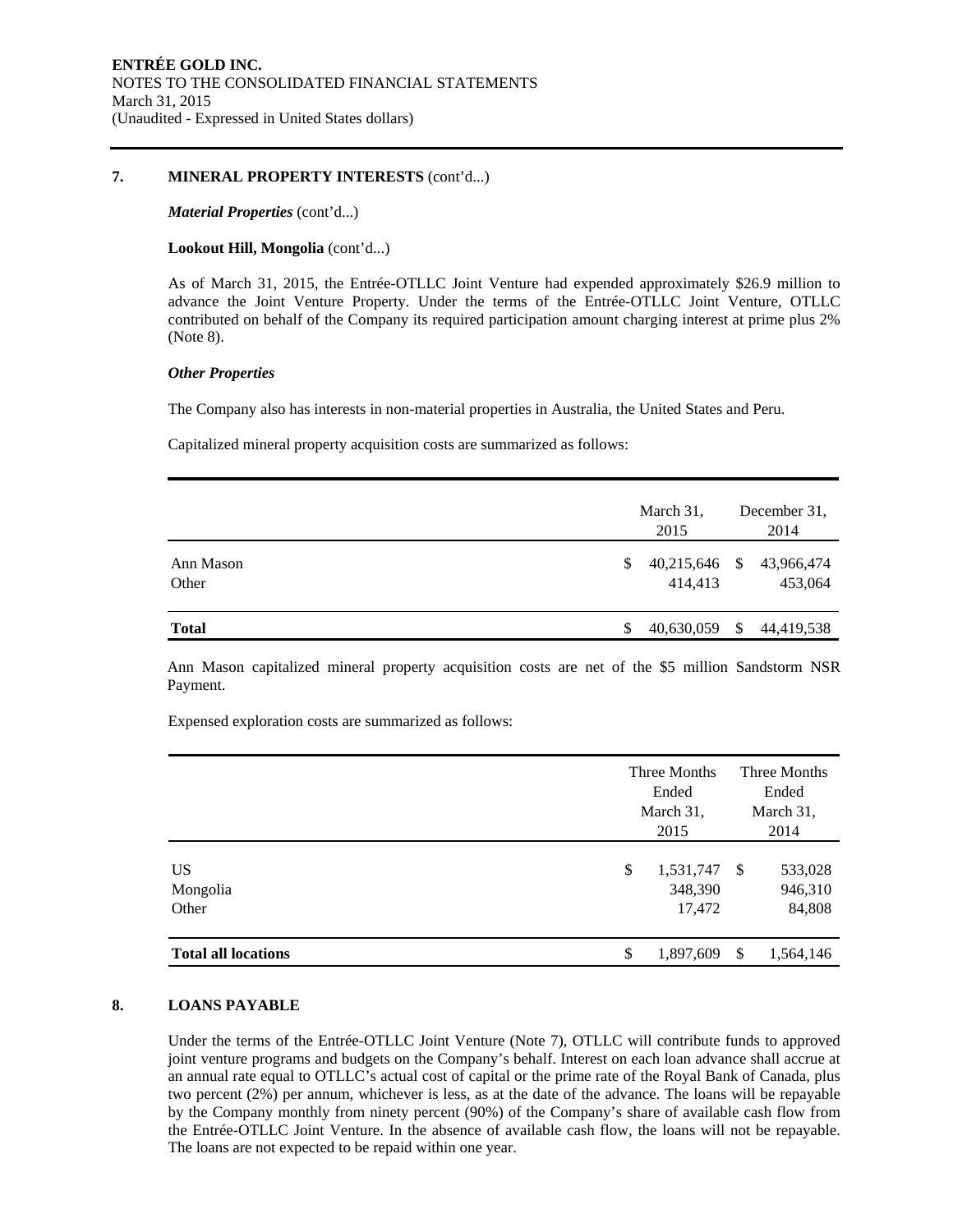## 7. MINERAL PROPERTY INTERESTS (cont'd...)

***Material Properties*** (cont'd...)

**Lookout Hill, Mongolia** (cont'd...)

As of March 31, 2015, the Entrée-OTLLC Joint Venture had expended approximately $26.9 million to advance the Joint Venture Property. Under the terms of the Entrée-OTLLC Joint Venture, OTLLC contributed on behalf of the Company its required participation amount charging interest at prime plus 2% (Note 8).

***Other Properties***

The Company also has interests in non-material properties in Australia, the United States and Peru.

Capitalized mineral property acquisition costs are summarized as follows:

| | March 31, 2015 | December 31, 2014 |
|---|---|---|
| Ann Mason | $ 40,215,646 | $ 43,966,474 |
| Other | 414,413 | 453,064 |
| **Total** | $ 40,630,059 | $ 44,419,538 |

Ann Mason capitalized mineral property acquisition costs are net of the $5 million Sandstorm NSR Payment.

Expensed exploration costs are summarized as follows:

| | Three Months Ended March 31, 2015 | Three Months Ended March 31, 2014 |
|---|---|---|
| US | $ 1,531,747 | $ 533,028 |
| Mongolia | 348,390 | 946,310 |
| Other | 17,472 | 84,808 |
| **Total all locations** | $ 1,897,609 | $ 1,564,146 |

## 8. LOANS PAYABLE

Under the terms of the Entrée-OTLLC Joint Venture (Note 7), OTLLC will contribute funds to approved joint venture programs and budgets on the Company's behalf. Interest on each loan advance shall accrue at an annual rate equal to OTLLC's actual cost of capital or the prime rate of the Royal Bank of Canada, plus two percent (2%) per annum, whichever is less, as at the date of the advance. The loans will be repayable by the Company monthly from ninety percent (90%) of the Company's share of available cash flow from the Entrée-OTLLC Joint Venture. In the absence of available cash flow, the loans will not be repayable. The loans are not expected to be repaid within one year.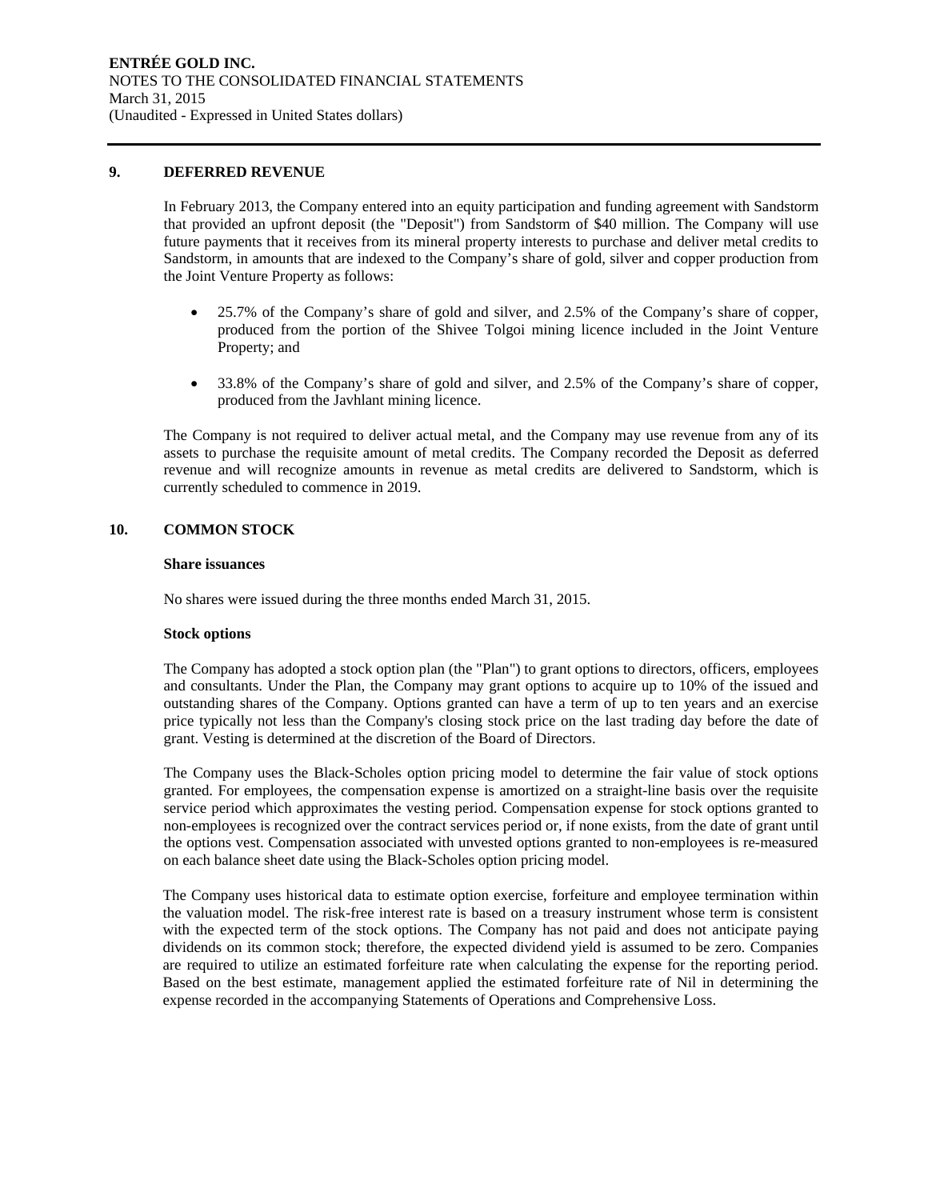## 9. DEFERRED REVENUE

In February 2013, the Company entered into an equity participation and funding agreement with Sandstorm that provided an upfront deposit (the "Deposit") from Sandstorm of $40 million. The Company will use future payments that it receives from its mineral property interests to purchase and deliver metal credits to Sandstorm, in amounts that are indexed to the Company's share of gold, silver and copper production from the Joint Venture Property as follows:

- 25.7% of the Company's share of gold and silver, and 2.5% of the Company's share of copper, produced from the portion of the Shivee Tolgoi mining licence included in the Joint Venture Property; and
- 33.8% of the Company's share of gold and silver, and 2.5% of the Company's share of copper, produced from the Javhlant mining licence.

The Company is not required to deliver actual metal, and the Company may use revenue from any of its assets to purchase the requisite amount of metal credits. The Company recorded the Deposit as deferred revenue and will recognize amounts in revenue as metal credits are delivered to Sandstorm, which is currently scheduled to commence in 2019.

## 10. COMMON STOCK

### Share issuances

No shares were issued during the three months ended March 31, 2015.

### Stock options

The Company has adopted a stock option plan (the "Plan") to grant options to directors, officers, employees and consultants. Under the Plan, the Company may grant options to acquire up to 10% of the issued and outstanding shares of the Company. Options granted can have a term of up to ten years and an exercise price typically not less than the Company's closing stock price on the last trading day before the date of grant. Vesting is determined at the discretion of the Board of Directors.

The Company uses the Black-Scholes option pricing model to determine the fair value of stock options granted. For employees, the compensation expense is amortized on a straight-line basis over the requisite service period which approximates the vesting period. Compensation expense for stock options granted to non-employees is recognized over the contract services period or, if none exists, from the date of grant until the options vest. Compensation associated with unvested options granted to non-employees is re-measured on each balance sheet date using the Black-Scholes option pricing model.

The Company uses historical data to estimate option exercise, forfeiture and employee termination within the valuation model. The risk-free interest rate is based on a treasury instrument whose term is consistent with the expected term of the stock options. The Company has not paid and does not anticipate paying dividends on its common stock; therefore, the expected dividend yield is assumed to be zero. Companies are required to utilize an estimated forfeiture rate when calculating the expense for the reporting period. Based on the best estimate, management applied the estimated forfeiture rate of Nil in determining the expense recorded in the accompanying Statements of Operations and Comprehensive Loss.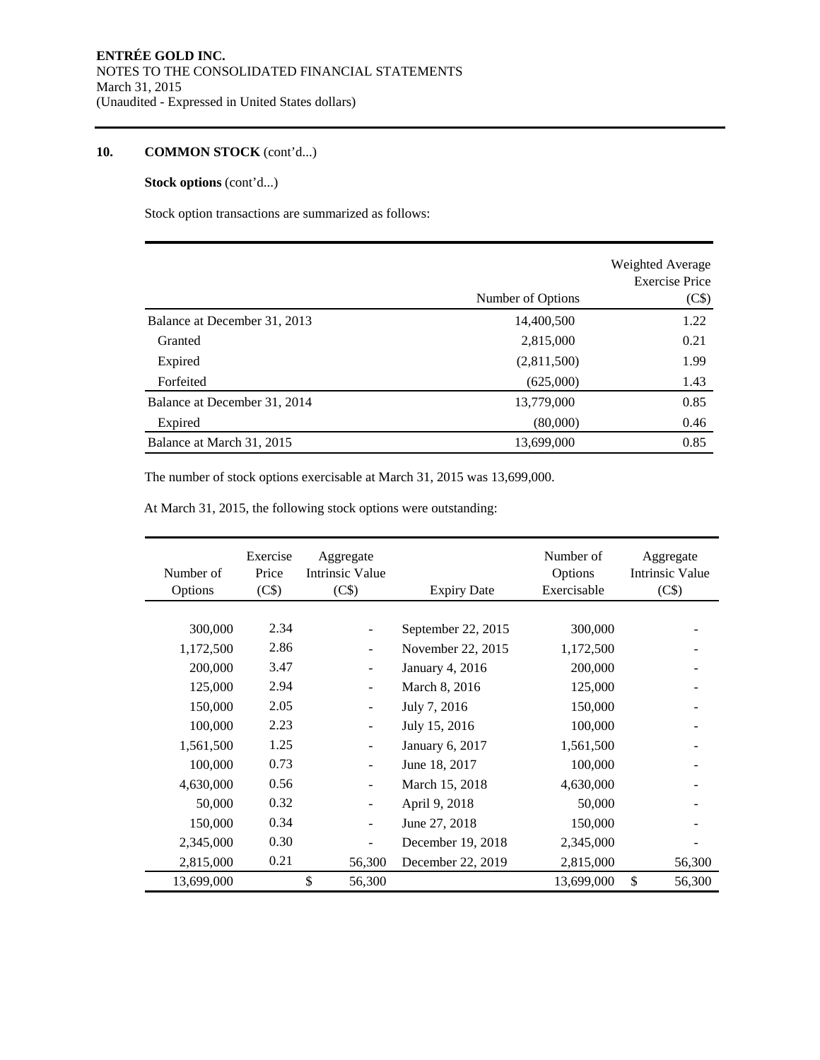**ENTRÉE GOLD INC.**
NOTES TO THE CONSOLIDATED FINANCIAL STATEMENTS
March 31, 2015
(Unaudited - Expressed in United States dollars)

## 10. COMMON STOCK (cont'd...)

**Stock options** (cont'd...)

Stock option transactions are summarized as follows:

| | Number of Options | Weighted Average Exercise Price (C$) |
|---|---|---|
| Balance at December 31, 2013 | 14,400,500 | 1.22 |
| Granted | 2,815,000 | 0.21 |
| Expired | (2,811,500) | 1.99 |
| Forfeited | (625,000) | 1.43 |
| Balance at December 31, 2014 | 13,779,000 | 0.85 |
| Expired | (80,000) | 0.46 |
| Balance at March 31, 2015 | 13,699,000 | 0.85 |

The number of stock options exercisable at March 31, 2015 was 13,699,000.

At March 31, 2015, the following stock options were outstanding:

| Number of Options | Exercise Price (C$) | Aggregate Intrinsic Value (C$) | Expiry Date | Number of Options Exercisable | Aggregate Intrinsic Value (C$) |
|---|---|---|---|---|---|
| 300,000 | 2.34 | - | September 22, 2015 | 300,000 | - |
| 1,172,500 | 2.86 | - | November 22, 2015 | 1,172,500 | - |
| 200,000 | 3.47 | - | January 4, 2016 | 200,000 | - |
| 125,000 | 2.94 | - | March 8, 2016 | 125,000 | - |
| 150,000 | 2.05 | - | July 7, 2016 | 150,000 | - |
| 100,000 | 2.23 | - | July 15, 2016 | 100,000 | - |
| 1,561,500 | 1.25 | - | January 6, 2017 | 1,561,500 | - |
| 100,000 | 0.73 | - | June 18, 2017 | 100,000 | - |
| 4,630,000 | 0.56 | - | March 15, 2018 | 4,630,000 | - |
| 50,000 | 0.32 | - | April 9, 2018 | 50,000 | - |
| 150,000 | 0.34 | - | June 27, 2018 | 150,000 | - |
| 2,345,000 | 0.30 | - | December 19, 2018 | 2,345,000 | - |
| 2,815,000 | 0.21 | 56,300 | December 22, 2019 | 2,815,000 | 56,300 |
| 13,699,000 | | $ 56,300 | | 13,699,000 | $ 56,300 |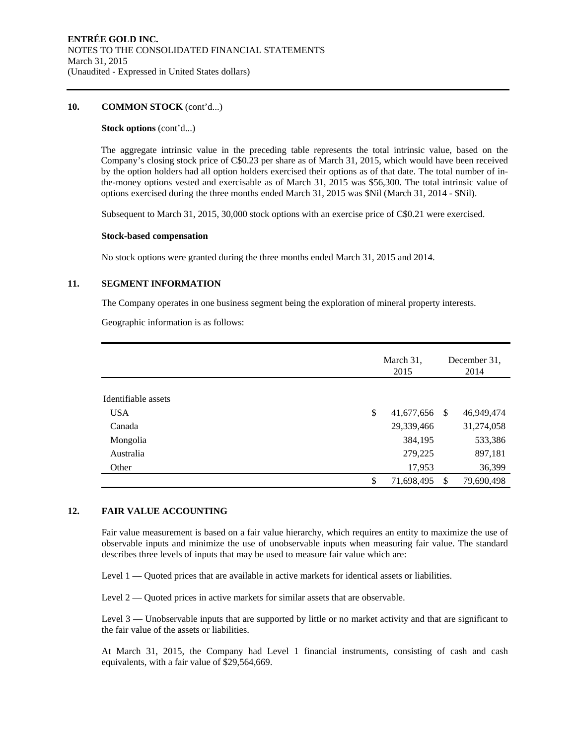**10. COMMON STOCK** (cont'd...)

**Stock options** (cont'd...)

The aggregate intrinsic value in the preceding table represents the total intrinsic value, based on the Company's closing stock price of C$0.23 per share as of March 31, 2015, which would have been received by the option holders had all option holders exercised their options as of that date. The total number of in-the-money options vested and exercisable as of March 31, 2015 was $56,300. The total intrinsic value of options exercised during the three months ended March 31, 2015 was $Nil (March 31, 2014 - $Nil).

Subsequent to March 31, 2015, 30,000 stock options with an exercise price of C$0.21 were exercised.

**Stock-based compensation**

No stock options were granted during the three months ended March 31, 2015 and 2014.

**11. SEGMENT INFORMATION**

The Company operates in one business segment being the exploration of mineral property interests.

Geographic information is as follows:

| | March 31, 2015 | December 31, 2014 |
|---|---|---|
| Identifiable assets | | |
| USA | $ 41,677,656 | $ 46,949,474 |
| Canada | 29,339,466 | 31,274,058 |
| Mongolia | 384,195 | 533,386 |
| Australia | 279,225 | 897,181 |
| Other | 17,953 | 36,399 |
| | $ 71,698,495 | $ 79,690,498 |

**12. FAIR VALUE ACCOUNTING**

Fair value measurement is based on a fair value hierarchy, which requires an entity to maximize the use of observable inputs and minimize the use of unobservable inputs when measuring fair value. The standard describes three levels of inputs that may be used to measure fair value which are:

Level 1 — Quoted prices that are available in active markets for identical assets or liabilities.

Level 2 — Quoted prices in active markets for similar assets that are observable.

Level 3 — Unobservable inputs that are supported by little or no market activity and that are significant to the fair value of the assets or liabilities.

At March 31, 2015, the Company had Level 1 financial instruments, consisting of cash and cash equivalents, with a fair value of $29,564,669.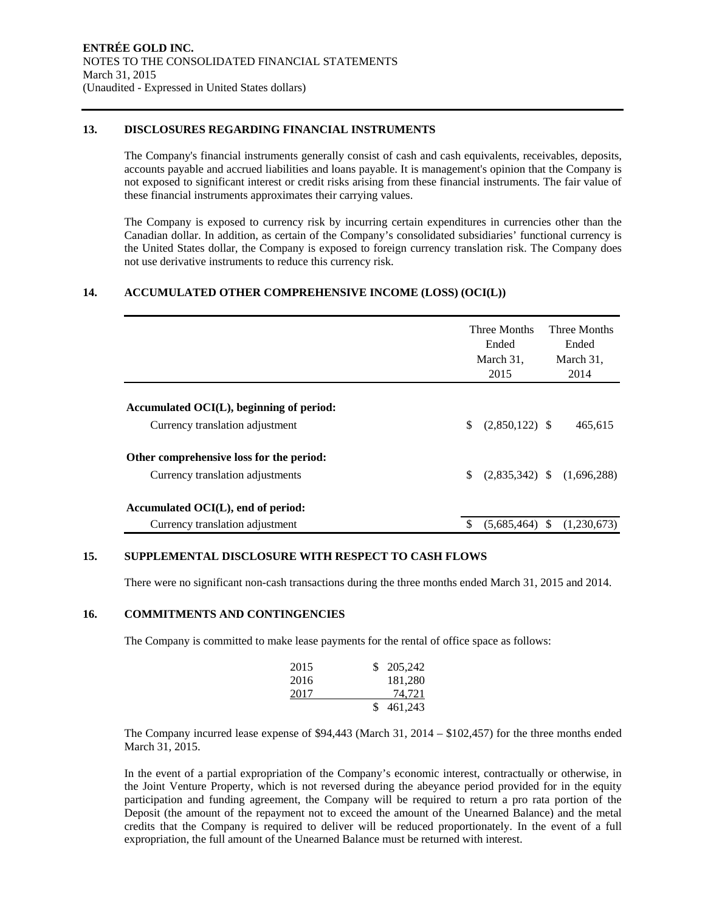**ENTRÉE GOLD INC.**
NOTES TO THE CONSOLIDATED FINANCIAL STATEMENTS
March 31, 2015
(Unaudited - Expressed in United States dollars)

## 13. DISCLOSURES REGARDING FINANCIAL INSTRUMENTS

The Company's financial instruments generally consist of cash and cash equivalents, receivables, deposits, accounts payable and accrued liabilities and loans payable. It is management's opinion that the Company is not exposed to significant interest or credit risks arising from these financial instruments. The fair value of these financial instruments approximates their carrying values.

The Company is exposed to currency risk by incurring certain expenditures in currencies other than the Canadian dollar. In addition, as certain of the Company's consolidated subsidiaries' functional currency is the United States dollar, the Company is exposed to foreign currency translation risk. The Company does not use derivative instruments to reduce this currency risk.

## 14. ACCUMULATED OTHER COMPREHENSIVE INCOME (LOSS) (OCI(L))

| | Three Months Ended March 31, 2015 | Three Months Ended March 31, 2014 |
|---|---|---|
| **Accumulated OCI(L), beginning of period:** | | |
| Currency translation adjustment | $ (2,850,122) | $ 465,615 |
| **Other comprehensive loss for the period:** | | |
| Currency translation adjustments | $ (2,835,342) | $ (1,696,288) |
| **Accumulated OCI(L), end of period:** | | |
| Currency translation adjustment | $ (5,685,464) | $ (1,230,673) |

## 15. SUPPLEMENTAL DISCLOSURE WITH RESPECT TO CASH FLOWS

There were no significant non-cash transactions during the three months ended March 31, 2015 and 2014.

## 16. COMMITMENTS AND CONTINGENCIES

The Company is committed to make lease payments for the rental of office space as follows:

| | |
|---|---|
| 2015 | $ 205,242 |
| 2016 | 181,280 |
| 2017 | 74,721 |
| | $ 461,243 |

The Company incurred lease expense of $94,443 (March 31, 2014 – $102,457) for the three months ended March 31, 2015.

In the event of a partial expropriation of the Company's economic interest, contractually or otherwise, in the Joint Venture Property, which is not reversed during the abeyance period provided for in the equity participation and funding agreement, the Company will be required to return a pro rata portion of the Deposit (the amount of the repayment not to exceed the amount of the Unearned Balance) and the metal credits that the Company is required to deliver will be reduced proportionately. In the event of a full expropriation, the full amount of the Unearned Balance must be returned with interest.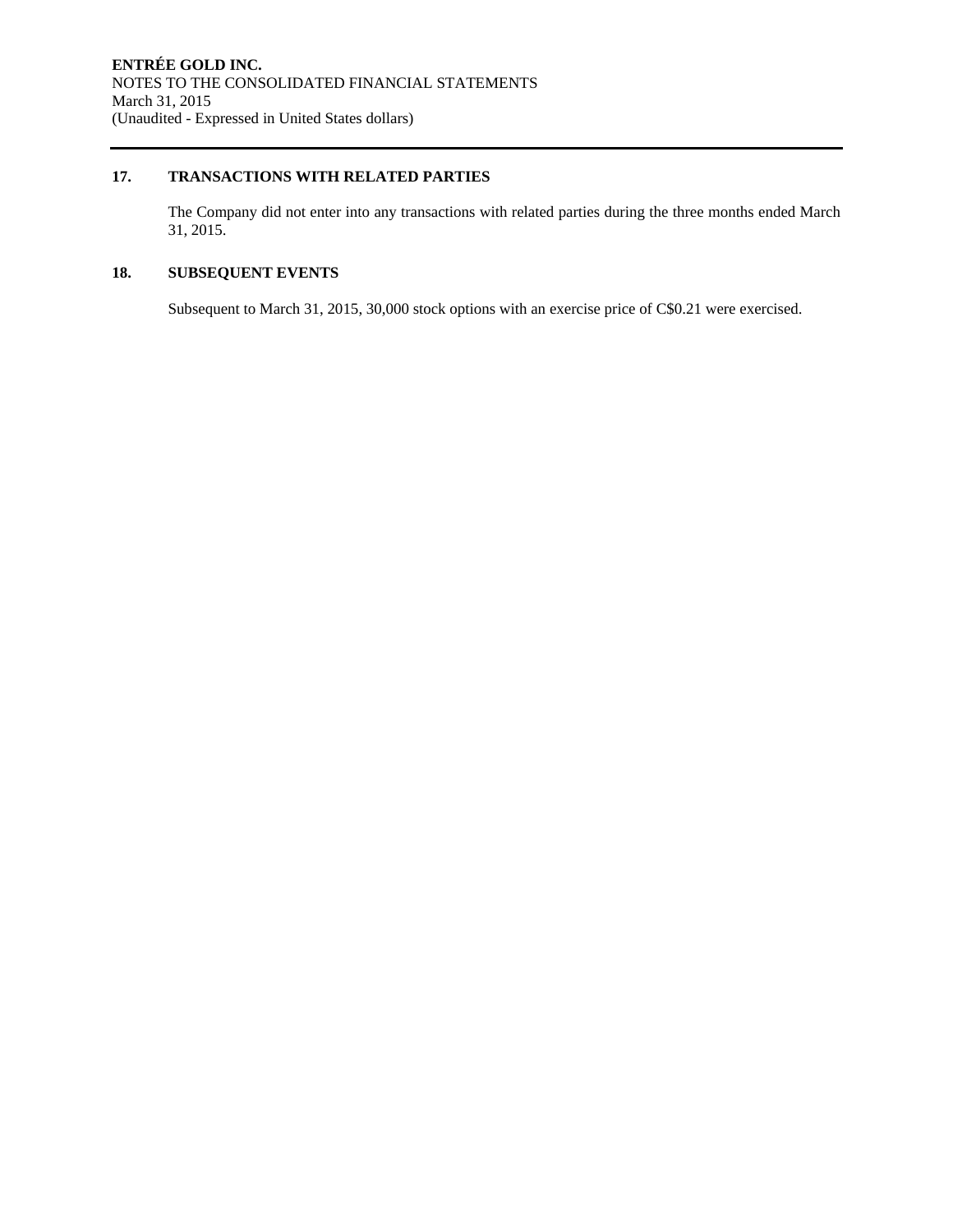## 17. TRANSACTIONS WITH RELATED PARTIES

The Company did not enter into any transactions with related parties during the three months ended March 31, 2015.

## 18. SUBSEQUENT EVENTS

Subsequent to March 31, 2015, 30,000 stock options with an exercise price of C$0.21 were exercised.